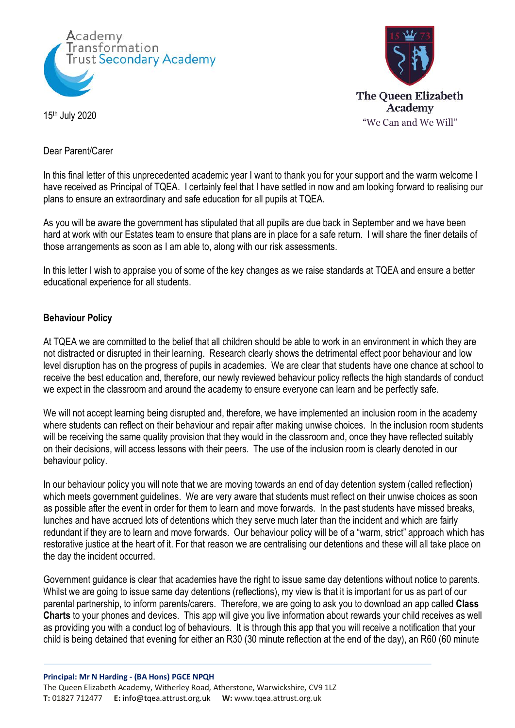Academy Transformation Trust Secondary Academy

The Queen Elizabeth Academy
"We Can and We Will"

15th July 2020

Dear Parent/Carer

In this final letter of this unprecedented academic year I want to thank you for your support and the warm welcome I have received as Principal of TQEA. I certainly feel that I have settled in now and am looking forward to realising our plans to ensure an extraordinary and safe education for all pupils at TQEA.

As you will be aware the government has stipulated that all pupils are due back in September and we have been hard at work with our Estates team to ensure that plans are in place for a safe return. I will share the finer details of those arrangements as soon as I am able to, along with our risk assessments.

In this letter I wish to appraise you of some of the key changes as we raise standards at TQEA and ensure a better educational experience for all students.

**Behaviour Policy**

At TQEA we are committed to the belief that all children should be able to work in an environment in which they are not distracted or disrupted in their learning. Research clearly shows the detrimental effect poor behaviour and low level disruption has on the progress of pupils in academies. We are clear that students have one chance at school to receive the best education and, therefore, our newly reviewed behaviour policy reflects the high standards of conduct we expect in the classroom and around the academy to ensure everyone can learn and be perfectly safe.

We will not accept learning being disrupted and, therefore, we have implemented an inclusion room in the academy where students can reflect on their behaviour and repair after making unwise choices. In the inclusion room students will be receiving the same quality provision that they would in the classroom and, once they have reflected suitably on their decisions, will access lessons with their peers. The use of the inclusion room is clearly denoted in our behaviour policy.

In our behaviour policy you will note that we are moving towards an end of day detention system (called reflection) which meets government guidelines. We are very aware that students must reflect on their unwise choices as soon as possible after the event in order for them to learn and move forwards. In the past students have missed breaks, lunches and have accrued lots of detentions which they serve much later than the incident and which are fairly redundant if they are to learn and move forwards. Our behaviour policy will be of a "warm, strict" approach which has restorative justice at the heart of it. For that reason we are centralising our detentions and these will all take place on the day the incident occurred.

Government guidance is clear that academies have the right to issue same day detentions without notice to parents. Whilst we are going to issue same day detentions (reflections), my view is that it is important for us as part of our parental partnership, to inform parents/carers. Therefore, we are going to ask you to download an app called **Class Charts** to your phones and devices. This app will give you live information about rewards your child receives as well as providing you with a conduct log of behaviours. It is through this app that you will receive a notification that your child is being detained that evening for either an R30 (30 minute reflection at the end of the day), an R60 (60 minute

**Principal: Mr N Harding - (BA Hons) PGCE NPQH**
The Queen Elizabeth Academy, Witherley Road, Atherstone, Warwickshire, CV9 1LZ
**T:** 01827 712477 **E:** info@tqea.attrust.org.uk **W:** www.tqea.attrust.org.uk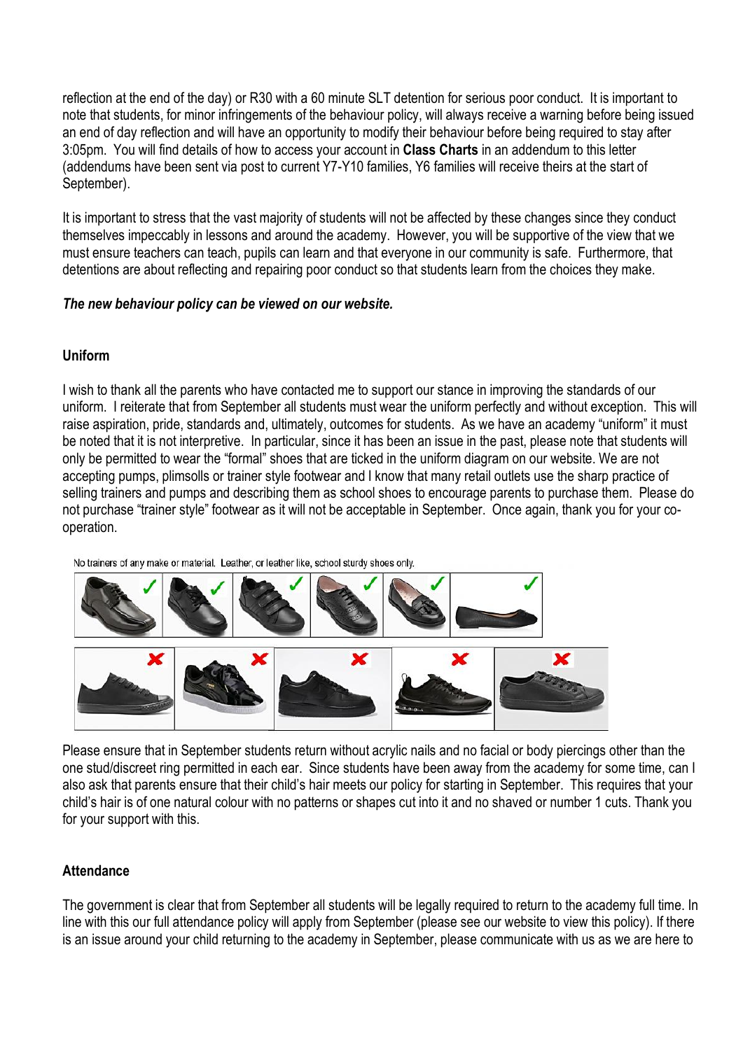reflection at the end of the day) or R30 with a 60 minute SLT detention for serious poor conduct. It is important to note that students, for minor infringements of the behaviour policy, will always receive a warning before being issued an end of day reflection and will have an opportunity to modify their behaviour before being required to stay after 3:05pm. You will find details of how to access your account in **Class Charts** in an addendum to this letter (addendums have been sent via post to current Y7-Y10 families, Y6 families will receive theirs at the start of September).

It is important to stress that the vast majority of students will not be affected by these changes since they conduct themselves impeccably in lessons and around the academy. However, you will be supportive of the view that we must ensure teachers can teach, pupils can learn and that everyone in our community is safe. Furthermore, that detentions are about reflecting and repairing poor conduct so that students learn from the choices they make.

***The new behaviour policy can be viewed on our website.***

## Uniform

I wish to thank all the parents who have contacted me to support our stance in improving the standards of our uniform. I reiterate that from September all students must wear the uniform perfectly and without exception. This will raise aspiration, pride, standards and, ultimately, outcomes for students. As we have an academy "uniform" it must be noted that it is not interpretive. In particular, since it has been an issue in the past, please note that students will only be permitted to wear the "formal" shoes that are ticked in the uniform diagram on our website. We are not accepting pumps, plimsolls or trainer style footwear and I know that many retail outlets use the sharp practice of selling trainers and pumps and describing them as school shoes to encourage parents to purchase them. Please do not purchase "trainer style" footwear as it will not be acceptable in September. Once again, thank you for your co-operation.

No trainers of any make or material. Leather, or leather like, school sturdy shoes only.

Please ensure that in September students return without acrylic nails and no facial or body piercings other than the one stud/discreet ring permitted in each ear. Since students have been away from the academy for some time, can I also ask that parents ensure that their child's hair meets our policy for starting in September. This requires that your child's hair is of one natural colour with no patterns or shapes cut into it and no shaved or number 1 cuts. Thank you for your support with this.

## Attendance

The government is clear that from September all students will be legally required to return to the academy full time. In line with this our full attendance policy will apply from September (please see our website to view this policy). If there is an issue around your child returning to the academy in September, please communicate with us as we are here to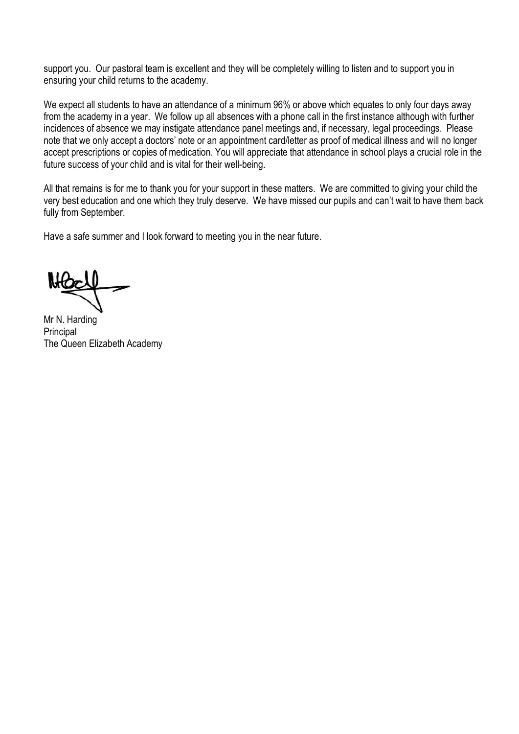support you. Our pastoral team is excellent and they will be completely willing to listen and to support you in ensuring your child returns to the academy.

We expect all students to have an attendance of a minimum 96% or above which equates to only four days away from the academy in a year. We follow up all absences with a phone call in the first instance although with further incidences of absence we may instigate attendance panel meetings and, if necessary, legal proceedings. Please note that we only accept a doctors' note or an appointment card/letter as proof of medical illness and will no longer accept prescriptions or copies of medication. You will appreciate that attendance in school plays a crucial role in the future success of your child and is vital for their well-being.

All that remains is for me to thank you for your support in these matters. We are committed to giving your child the very best education and one which they truly deserve. We have missed our pupils and can't wait to have them back fully from September.

Have a safe summer and I look forward to meeting you in the near future.

Mr N. Harding
Principal
The Queen Elizabeth Academy